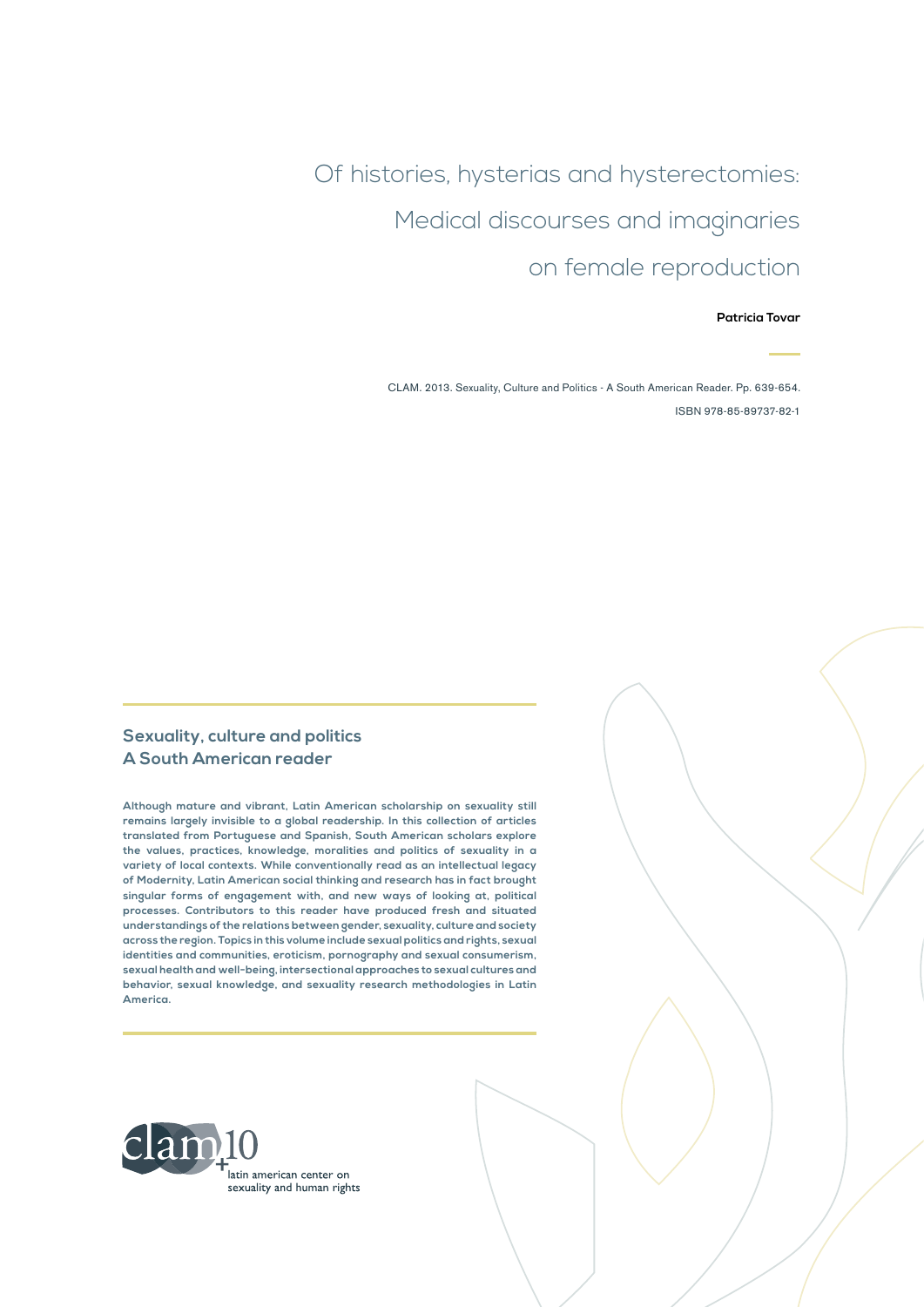# Of histories, hysterias and hysterectomies: Medical discourses and imaginaries on female reproduction

**Patricia Tovar**

CLAM. 2013. Sexuality, Culture and Politics - A South American Reader. Pp. 639-654.

ISBN 978-85-89737-82-1

## Sexuality, culture and politics A South American reader

**Although mature and vibrant, Latin American scholarship on sexuality still remains largely invisible to a global readership. In this collection of articles translated from Portuguese and Spanish, South American scholars explore the values, practices, knowledge, moralities and politics of sexuality in a variety of local contexts. While conventionally read as an intellectual legacy of Modernity, Latin American social thinking and research has in fact brought singular forms of engagement with, and new ways of looking at, political processes. Contributors to this reader have produced fresh and situated understandings of the relations between gender, sexuality, culture and society across the region. Topics in this volume include sexual politics and rights, sexual identities and communities, eroticism, pornography and sexual consumerism, sexual health and well-being, intersectional approaches to sexual cultures and behavior, sexual knowledge, and sexuality research methodologies in Latin America.**

clam+10

latin american center on sexuality and human rights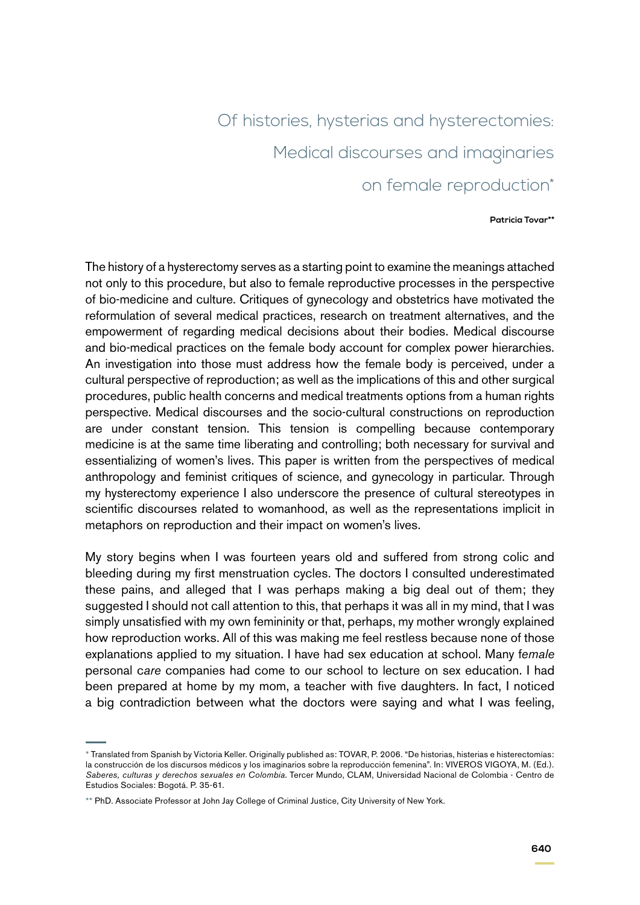# Of histories, hysterias and hysterectomies: Medical discourses and imaginaries on female reproduction*

**Patricia Tovar****

The history of a hysterectomy serves as a starting point to examine the meanings attached not only to this procedure, but also to female reproductive processes in the perspective of bio-medicine and culture. Critiques of gynecology and obstetrics have motivated the reformulation of several medical practices, research on treatment alternatives, and the empowerment of regarding medical decisions about their bodies. Medical discourse and bio-medical practices on the female body account for complex power hierarchies. An investigation into those must address how the female body is perceived, under a cultural perspective of reproduction; as well as the implications of this and other surgical procedures, public health concerns and medical treatments options from a human rights perspective. Medical discourses and the socio-cultural constructions on reproduction are under constant tension. This tension is compelling because contemporary medicine is at the same time liberating and controlling; both necessary for survival and essentializing of women's lives. This paper is written from the perspectives of medical anthropology and feminist critiques of science, and gynecology in particular. Through my hysterectomy experience I also underscore the presence of cultural stereotypes in scientific discourses related to womanhood, as well as the representations implicit in metaphors on reproduction and their impact on women's lives.

My story begins when I was fourteen years old and suffered from strong colic and bleeding during my first menstruation cycles. The doctors I consulted underestimated these pains, and alleged that I was perhaps making a big deal out of them; they suggested I should not call attention to this, that perhaps it was all in my mind, that I was simply unsatisfied with my own femininity or that, perhaps, my mother wrongly explained how reproduction works. All of this was making me feel restless because none of those explanations applied to my situation. I have had sex education at school. Many f*emale* personal c*are* companies had come to our school to lecture on sex education. I had been prepared at home by my mom, a teacher with five daughters. In fact, I noticed a big contradiction between what the doctors were saying and what I was feeling,

---

\* Translated from Spanish by Victoria Keller. Originally published as: TOVAR, P. 2006. "De historias, histerias e histerectomías: la construcción de los discursos médicos y los imaginarios sobre la reproducción femenina". In: VIVEROS VIGOYA, M. (Ed.). *Saberes, culturas y derechos sexuales en Colombia*. Tercer Mundo, CLAM, Universidad Nacional de Colombia - Centro de Estudios Sociales: Bogotá. P. 35-61.

\*\* PhD. Associate Professor at John Jay College of Criminal Justice, City University of New York.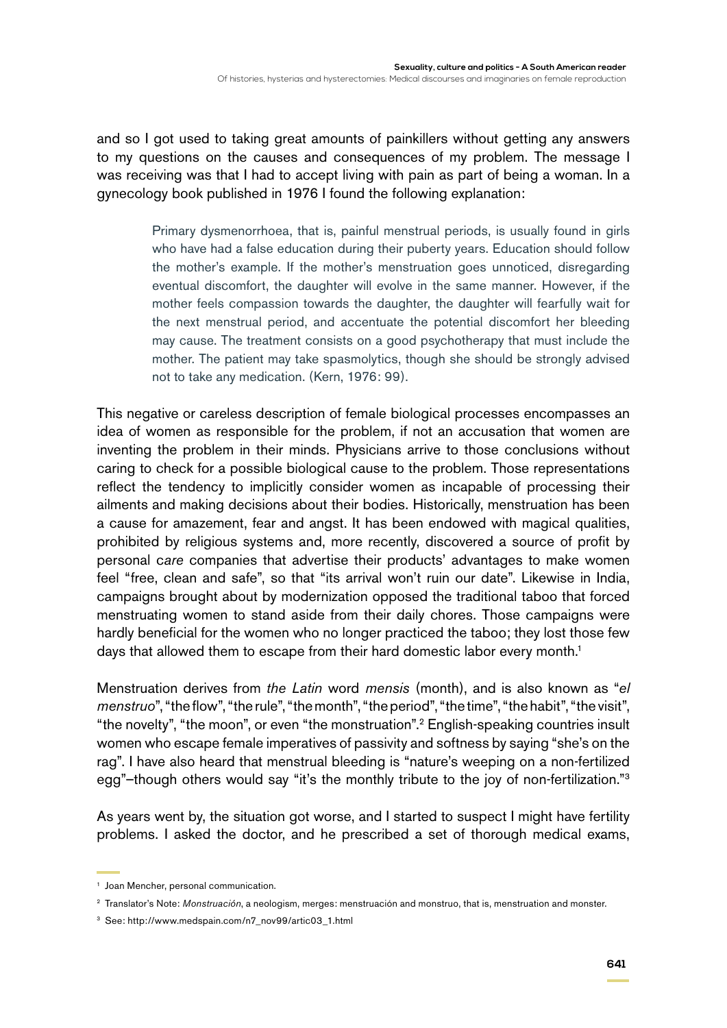and so I got used to taking great amounts of painkillers without getting any answers to my questions on the causes and consequences of my problem. The message I was receiving was that I had to accept living with pain as part of being a woman. In a gynecology book published in 1976 I found the following explanation:

> Primary dysmenorrhoea, that is, painful menstrual periods, is usually found in girls who have had a false education during their puberty years. Education should follow the mother's example. If the mother's menstruation goes unnoticed, disregarding eventual discomfort, the daughter will evolve in the same manner. However, if the mother feels compassion towards the daughter, the daughter will fearfully wait for the next menstrual period, and accentuate the potential discomfort her bleeding may cause. The treatment consists on a good psychotherapy that must include the mother. The patient may take spasmolytics, though she should be strongly advised not to take any medication. (Kern, 1976: 99).

This negative or careless description of female biological processes encompasses an idea of women as responsible for the problem, if not an accusation that women are inventing the problem in their minds. Physicians arrive to those conclusions without caring to check for a possible biological cause to the problem. Those representations reflect the tendency to implicitly consider women as incapable of processing their ailments and making decisions about their bodies. Historically, menstruation has been a cause for amazement, fear and angst. It has been endowed with magical qualities, prohibited by religious systems and, more recently, discovered a source of profit by personal c*are* companies that advertise their products' advantages to make women feel "free, clean and safe", so that "its arrival won't ruin our date". Likewise in India, campaigns brought about by modernization opposed the traditional taboo that forced menstruating women to stand aside from their daily chores. Those campaigns were hardly beneficial for the women who no longer practiced the taboo; they lost those few days that allowed them to escape from their hard domestic labor every month.[1]

Menstruation derives from *the Latin* word *mensis* (month), and is also known as "*el menstruo*", "the flow", "the rule", "the month", "the period", "the time", "the habit", "the visit", "the novelty", "the moon", or even "the monstruation".[2] English-speaking countries insult women who escape female imperatives of passivity and softness by saying "she's on the rag". I have also heard that menstrual bleeding is "nature's weeping on a non-fertilized egg"–though others would say "it's the monthly tribute to the joy of non-fertilization."[3]

As years went by, the situation got worse, and I started to suspect I might have fertility problems. I asked the doctor, and he prescribed a set of thorough medical exams,

---

[1] Joan Mencher, personal communication.

[2] Translator's Note: *Monstruación*, a neologism, merges: menstruación and monstruo, that is, menstruation and monster.

[3] See: http://www.medspain.com/n7_nov99/artic03_1.html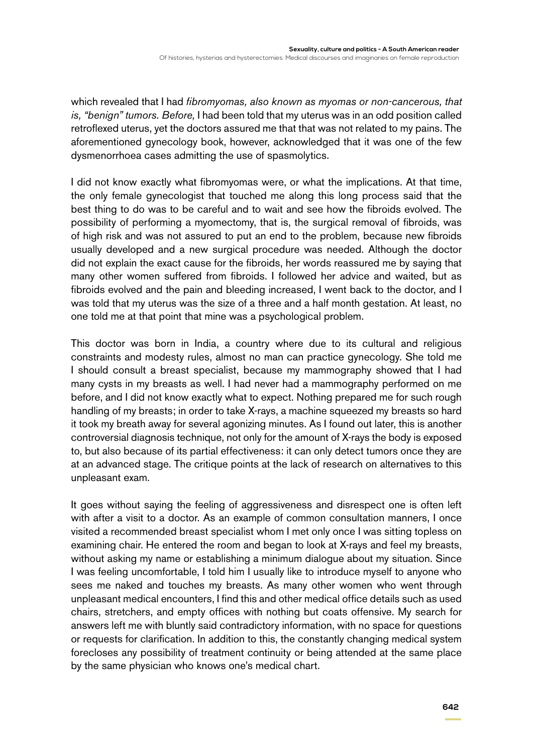which revealed that I had *fibromyomas, also known as myomas or non-cancerous, that is, "benign" tumors. Before,* I had been told that my uterus was in an odd position called retroflexed uterus, yet the doctors assured me that that was not related to my pains. The aforementioned gynecology book, however, acknowledged that it was one of the few dysmenorrhoea cases admitting the use of spasmolytics.

I did not know exactly what fibromyomas were, or what the implications. At that time, the only female gynecologist that touched me along this long process said that the best thing to do was to be careful and to wait and see how the fibroids evolved. The possibility of performing a myomectomy, that is, the surgical removal of fibroids, was of high risk and was not assured to put an end to the problem, because new fibroids usually developed and a new surgical procedure was needed. Although the doctor did not explain the exact cause for the fibroids, her words reassured me by saying that many other women suffered from fibroids. I followed her advice and waited, but as fibroids evolved and the pain and bleeding increased, I went back to the doctor, and I was told that my uterus was the size of a three and a half month gestation. At least, no one told me at that point that mine was a psychological problem.

This doctor was born in India, a country where due to its cultural and religious constraints and modesty rules, almost no man can practice gynecology. She told me I should consult a breast specialist, because my mammography showed that I had many cysts in my breasts as well. I had never had a mammography performed on me before, and I did not know exactly what to expect. Nothing prepared me for such rough handling of my breasts; in order to take X-rays, a machine squeezed my breasts so hard it took my breath away for several agonizing minutes. As I found out later, this is another controversial diagnosis technique, not only for the amount of X-rays the body is exposed to, but also because of its partial effectiveness: it can only detect tumors once they are at an advanced stage. The critique points at the lack of research on alternatives to this unpleasant exam.

It goes without saying the feeling of aggressiveness and disrespect one is often left with after a visit to a doctor. As an example of common consultation manners, I once visited a recommended breast specialist whom I met only once I was sitting topless on examining chair. He entered the room and began to look at X-rays and feel my breasts, without asking my name or establishing a minimum dialogue about my situation. Since I was feeling uncomfortable, I told him I usually like to introduce myself to anyone who sees me naked and touches my breasts. As many other women who went through unpleasant medical encounters, I find this and other medical office details such as used chairs, stretchers, and empty offices with nothing but coats offensive. My search for answers left me with bluntly said contradictory information, with no space for questions or requests for clarification. In addition to this, the constantly changing medical system forecloses any possibility of treatment continuity or being attended at the same place by the same physician who knows one's medical chart.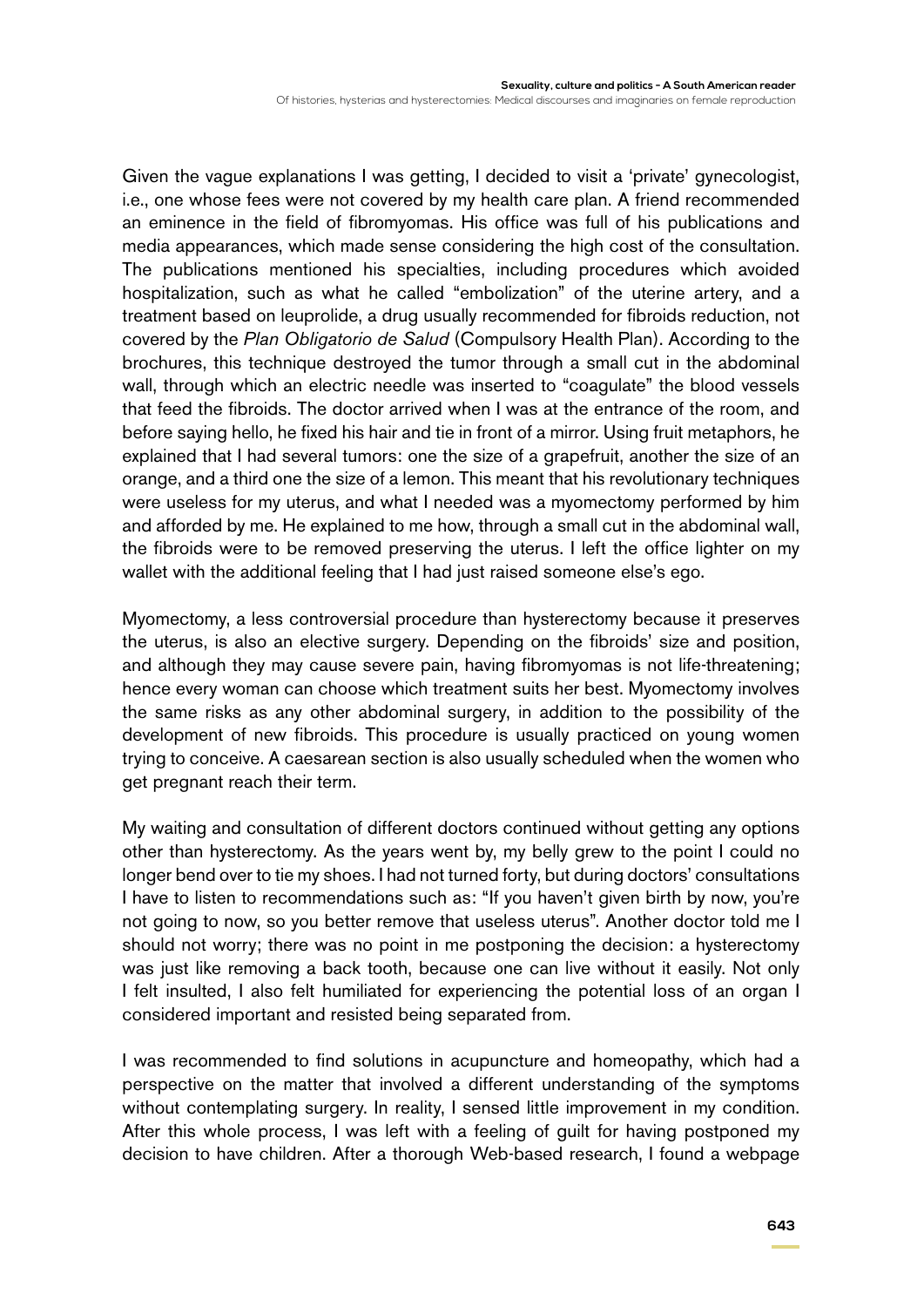Given the vague explanations I was getting, I decided to visit a 'private' gynecologist, i.e., one whose fees were not covered by my health care plan. A friend recommended an eminence in the field of fibromyomas. His office was full of his publications and media appearances, which made sense considering the high cost of the consultation. The publications mentioned his specialties, including procedures which avoided hospitalization, such as what he called "embolization" of the uterine artery, and a treatment based on leuprolide, a drug usually recommended for fibroids reduction, not covered by the *Plan Obligatorio de Salud* (Compulsory Health Plan). According to the brochures, this technique destroyed the tumor through a small cut in the abdominal wall, through which an electric needle was inserted to "coagulate" the blood vessels that feed the fibroids. The doctor arrived when I was at the entrance of the room, and before saying hello, he fixed his hair and tie in front of a mirror. Using fruit metaphors, he explained that I had several tumors: one the size of a grapefruit, another the size of an orange, and a third one the size of a lemon. This meant that his revolutionary techniques were useless for my uterus, and what I needed was a myomectomy performed by him and afforded by me. He explained to me how, through a small cut in the abdominal wall, the fibroids were to be removed preserving the uterus. I left the office lighter on my wallet with the additional feeling that I had just raised someone else's ego.

Myomectomy, a less controversial procedure than hysterectomy because it preserves the uterus, is also an elective surgery. Depending on the fibroids' size and position, and although they may cause severe pain, having fibromyomas is not life-threatening; hence every woman can choose which treatment suits her best. Myomectomy involves the same risks as any other abdominal surgery, in addition to the possibility of the development of new fibroids. This procedure is usually practiced on young women trying to conceive. A caesarean section is also usually scheduled when the women who get pregnant reach their term.

My waiting and consultation of different doctors continued without getting any options other than hysterectomy. As the years went by, my belly grew to the point I could no longer bend over to tie my shoes. I had not turned forty, but during doctors' consultations I have to listen to recommendations such as: "If you haven't given birth by now, you're not going to now, so you better remove that useless uterus". Another doctor told me I should not worry; there was no point in me postponing the decision: a hysterectomy was just like removing a back tooth, because one can live without it easily. Not only I felt insulted, I also felt humiliated for experiencing the potential loss of an organ I considered important and resisted being separated from.

I was recommended to find solutions in acupuncture and homeopathy, which had a perspective on the matter that involved a different understanding of the symptoms without contemplating surgery. In reality, I sensed little improvement in my condition. After this whole process, I was left with a feeling of guilt for having postponed my decision to have children. After a thorough Web-based research, I found a webpage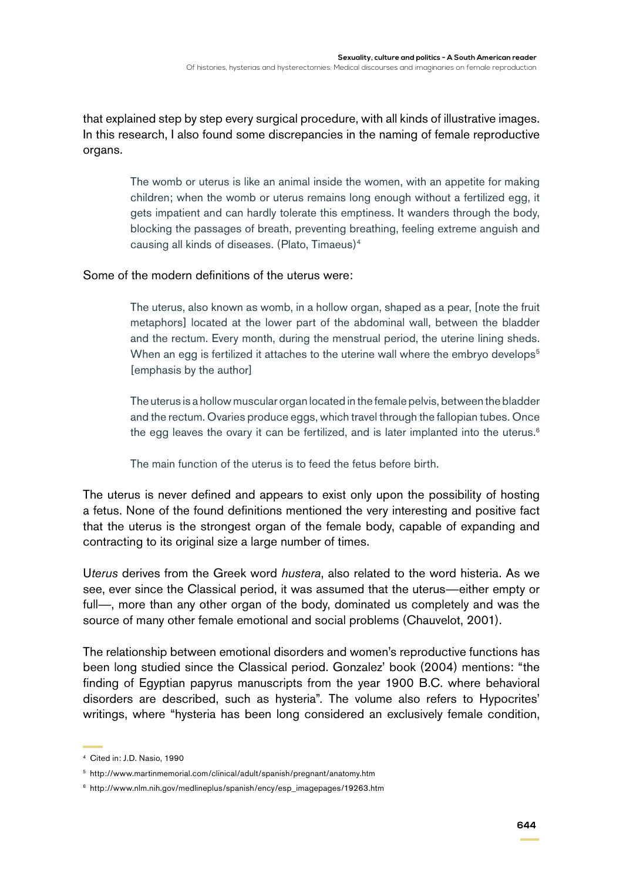that explained step by step every surgical procedure, with all kinds of illustrative images. In this research, I also found some discrepancies in the naming of female reproductive organs.

> The womb or uterus is like an animal inside the women, with an appetite for making children; when the womb or uterus remains long enough without a fertilized egg, it gets impatient and can hardly tolerate this emptiness. It wanders through the body, blocking the passages of breath, preventing breathing, feeling extreme anguish and causing all kinds of diseases. (Plato, Timaeus)[4]

Some of the modern definitions of the uterus were:

> The uterus, also known as womb, in a hollow organ, shaped as a pear, [note the fruit metaphors] located at the lower part of the abdominal wall, between the bladder and the rectum. Every month, during the menstrual period, the uterine lining sheds. When an egg is fertilized it attaches to the uterine wall where the embryo develops[5] [emphasis by the author]

> The uterus is a hollow muscular organ located in the female pelvis, between the bladder and the rectum. Ovaries produce eggs, which travel through the fallopian tubes. Once the egg leaves the ovary it can be fertilized, and is later implanted into the uterus.[6]

> The main function of the uterus is to feed the fetus before birth.

The uterus is never defined and appears to exist only upon the possibility of hosting a fetus. None of the found definitions mentioned the very interesting and positive fact that the uterus is the strongest organ of the female body, capable of expanding and contracting to its original size a large number of times.

U*terus* derives from the Greek word *hustera*, also related to the word histeria. As we see, ever since the Classical period, it was assumed that the uterus—either empty or full—, more than any other organ of the body, dominated us completely and was the source of many other female emotional and social problems (Chauvelot, 2001).

The relationship between emotional disorders and women's reproductive functions has been long studied since the Classical period. Gonzalez' book (2004) mentions: "the finding of Egyptian papyrus manuscripts from the year 1900 B.C. where behavioral disorders are described, such as hysteria". The volume also refers to Hypocrites' writings, where "hysteria has been long considered an exclusively female condition,

---

[4] Cited in: J.D. Nasio, 1990

[5] http://www.martinmemorial.com/clinical/adult/spanish/pregnant/anatomy.htm

[6] http://www.nlm.nih.gov/medlineplus/spanish/ency/esp_imagepages/19263.htm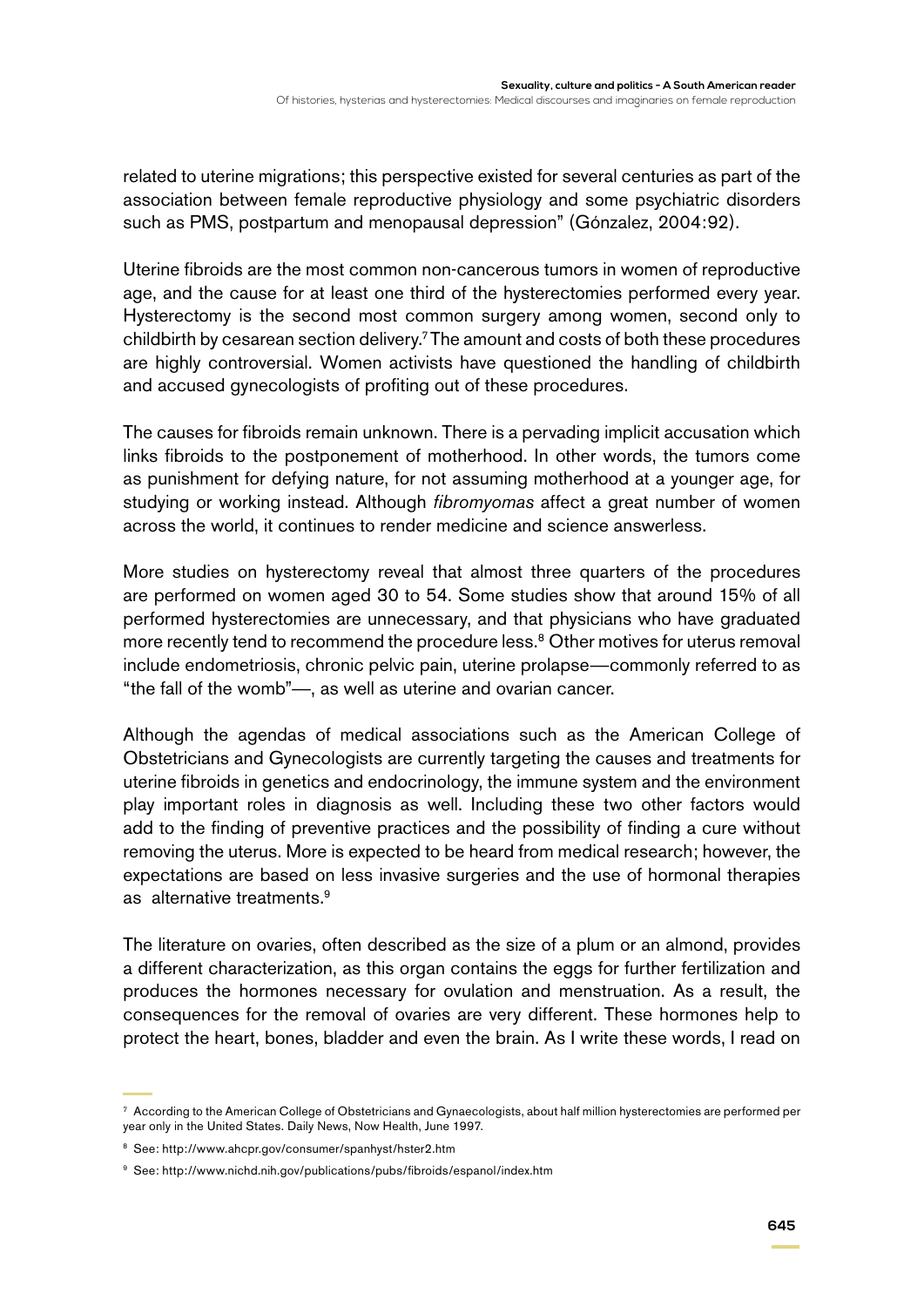related to uterine migrations; this perspective existed for several centuries as part of the association between female reproductive physiology and some psychiatric disorders such as PMS, postpartum and menopausal depression" (Gónzalez, 2004:92).

Uterine fibroids are the most common non-cancerous tumors in women of reproductive age, and the cause for at least one third of the hysterectomies performed every year. Hysterectomy is the second most common surgery among women, second only to childbirth by cesarean section delivery.[7] The amount and costs of both these procedures are highly controversial. Women activists have questioned the handling of childbirth and accused gynecologists of profiting out of these procedures.

The causes for fibroids remain unknown. There is a pervading implicit accusation which links fibroids to the postponement of motherhood. In other words, the tumors come as punishment for defying nature, for not assuming motherhood at a younger age, for studying or working instead. Although *fibromyomas* affect a great number of women across the world, it continues to render medicine and science answerless.

More studies on hysterectomy reveal that almost three quarters of the procedures are performed on women aged 30 to 54. Some studies show that around 15% of all performed hysterectomies are unnecessary, and that physicians who have graduated more recently tend to recommend the procedure less.[8] Other motives for uterus removal include endometriosis, chronic pelvic pain, uterine prolapse—commonly referred to as "the fall of the womb"—, as well as uterine and ovarian cancer.

Although the agendas of medical associations such as the American College of Obstetricians and Gynecologists are currently targeting the causes and treatments for uterine fibroids in genetics and endocrinology, the immune system and the environment play important roles in diagnosis as well. Including these two other factors would add to the finding of preventive practices and the possibility of finding a cure without removing the uterus. More is expected to be heard from medical research; however, the expectations are based on less invasive surgeries and the use of hormonal therapies as alternative treatments.[9]

The literature on ovaries, often described as the size of a plum or an almond, provides a different characterization, as this organ contains the eggs for further fertilization and produces the hormones necessary for ovulation and menstruation. As a result, the consequences for the removal of ovaries are very different. These hormones help to protect the heart, bones, bladder and even the brain. As I write these words, I read on

[7] According to the American College of Obstetricians and Gynaecologists, about half million hysterectomies are performed per year only in the United States. Daily News, Now Health, June 1997.

[8] See: http://www.ahcpr.gov/consumer/spanhyst/hster2.htm

[9] See: http://www.nichd.nih.gov/publications/pubs/fibroids/espanol/index.htm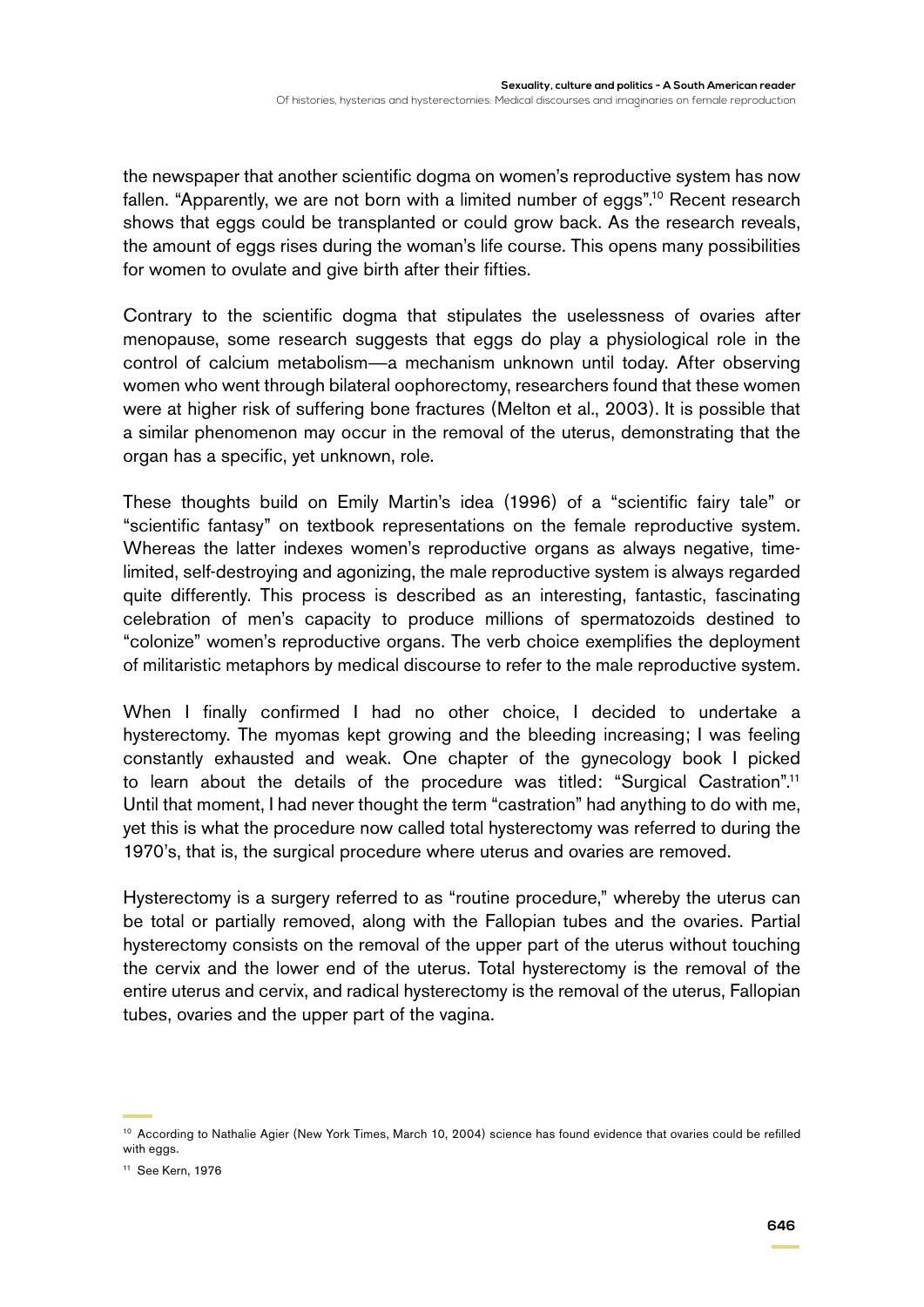the newspaper that another scientific dogma on women's reproductive system has now fallen. "Apparently, we are not born with a limited number of eggs".[10] Recent research shows that eggs could be transplanted or could grow back. As the research reveals, the amount of eggs rises during the woman's life course. This opens many possibilities for women to ovulate and give birth after their fifties.

Contrary to the scientific dogma that stipulates the uselessness of ovaries after menopause, some research suggests that eggs do play a physiological role in the control of calcium metabolism—a mechanism unknown until today. After observing women who went through bilateral oophorectomy, researchers found that these women were at higher risk of suffering bone fractures (Melton et al., 2003). It is possible that a similar phenomenon may occur in the removal of the uterus, demonstrating that the organ has a specific, yet unknown, role.

These thoughts build on Emily Martin's idea (1996) of a "scientific fairy tale" or "scientific fantasy" on textbook representations on the female reproductive system. Whereas the latter indexes women's reproductive organs as always negative, time-limited, self-destroying and agonizing, the male reproductive system is always regarded quite differently. This process is described as an interesting, fantastic, fascinating celebration of men's capacity to produce millions of spermatozoids destined to "colonize" women's reproductive organs. The verb choice exemplifies the deployment of militaristic metaphors by medical discourse to refer to the male reproductive system.

When I finally confirmed I had no other choice, I decided to undertake a hysterectomy. The myomas kept growing and the bleeding increasing; I was feeling constantly exhausted and weak. One chapter of the gynecology book I picked to learn about the details of the procedure was titled: "Surgical Castration".[11] Until that moment, I had never thought the term "castration" had anything to do with me, yet this is what the procedure now called total hysterectomy was referred to during the 1970's, that is, the surgical procedure where uterus and ovaries are removed.

Hysterectomy is a surgery referred to as "routine procedure," whereby the uterus can be total or partially removed, along with the Fallopian tubes and the ovaries. Partial hysterectomy consists on the removal of the upper part of the uterus without touching the cervix and the lower end of the uterus. Total hysterectomy is the removal of the entire uterus and cervix, and radical hysterectomy is the removal of the uterus, Fallopian tubes, ovaries and the upper part of the vagina.

[10] According to Nathalie Agier (New York Times, March 10, 2004) science has found evidence that ovaries could be refilled with eggs.

[11] See Kern, 1976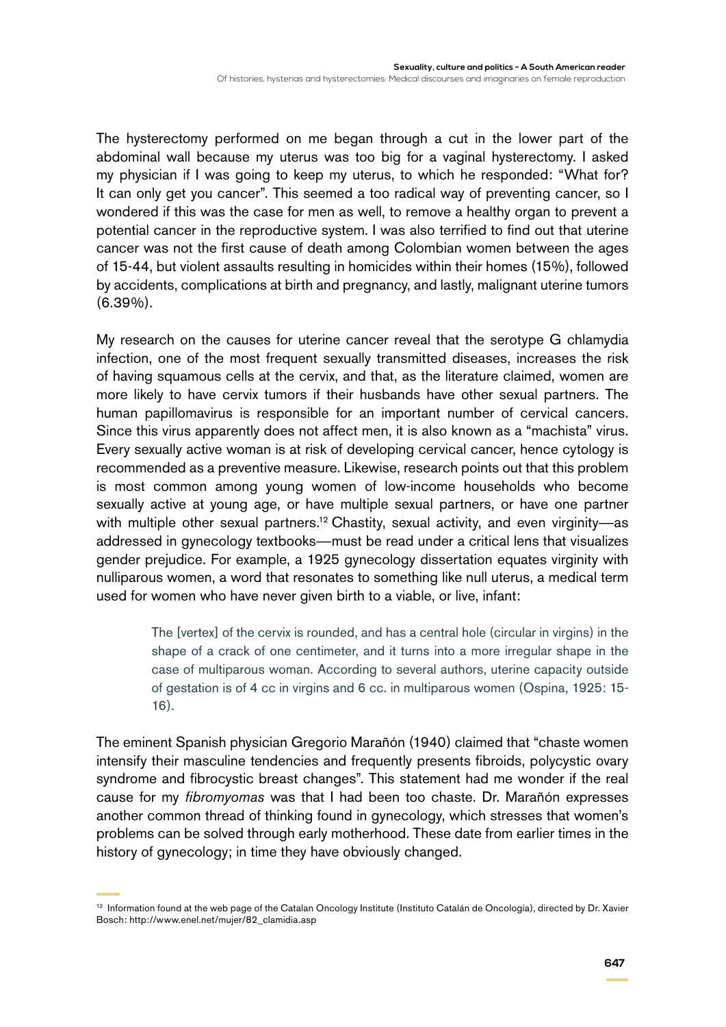The hysterectomy performed on me began through a cut in the lower part of the abdominal wall because my uterus was too big for a vaginal hysterectomy. I asked my physician if I was going to keep my uterus, to which he responded: "What for? It can only get you cancer". This seemed a too radical way of preventing cancer, so I wondered if this was the case for men as well, to remove a healthy organ to prevent a potential cancer in the reproductive system. I was also terrified to find out that uterine cancer was not the first cause of death among Colombian women between the ages of 15-44, but violent assaults resulting in homicides within their homes (15%), followed by accidents, complications at birth and pregnancy, and lastly, malignant uterine tumors (6.39%).

My research on the causes for uterine cancer reveal that the serotype G chlamydia infection, one of the most frequent sexually transmitted diseases, increases the risk of having squamous cells at the cervix, and that, as the literature claimed, women are more likely to have cervix tumors if their husbands have other sexual partners. The human papillomavirus is responsible for an important number of cervical cancers. Since this virus apparently does not affect men, it is also known as a "machista" virus. Every sexually active woman is at risk of developing cervical cancer, hence cytology is recommended as a preventive measure. Likewise, research points out that this problem is most common among young women of low-income households who become sexually active at young age, or have multiple sexual partners, or have one partner with multiple other sexual partners.[12] Chastity, sexual activity, and even virginity—as addressed in gynecology textbooks—must be read under a critical lens that visualizes gender prejudice. For example, a 1925 gynecology dissertation equates virginity with nulliparous women, a word that resonates to something like null uterus, a medical term used for women who have never given birth to a viable, or live, infant:

> The [vertex] of the cervix is rounded, and has a central hole (circular in virgins) in the shape of a crack of one centimeter, and it turns into a more irregular shape in the case of multiparous woman. According to several authors, uterine capacity outside of gestation is of 4 cc in virgins and 6 cc. in multiparous women (Ospina, 1925: 15-16).

The eminent Spanish physician Gregorio Marañón (1940) claimed that "chaste women intensify their masculine tendencies and frequently presents fibroids, polycystic ovary syndrome and fibrocystic breast changes". This statement had me wonder if the real cause for my *fibromyomas* was that I had been too chaste. Dr. Marañón expresses another common thread of thinking found in gynecology, which stresses that women's problems can be solved through early motherhood. These date from earlier times in the history of gynecology; in time they have obviously changed.

[12] Information found at the web page of the Catalan Oncology Institute (Instituto Catalán de Oncología), directed by Dr. Xavier Bosch: http://www.enel.net/mujer/82_clamidia.asp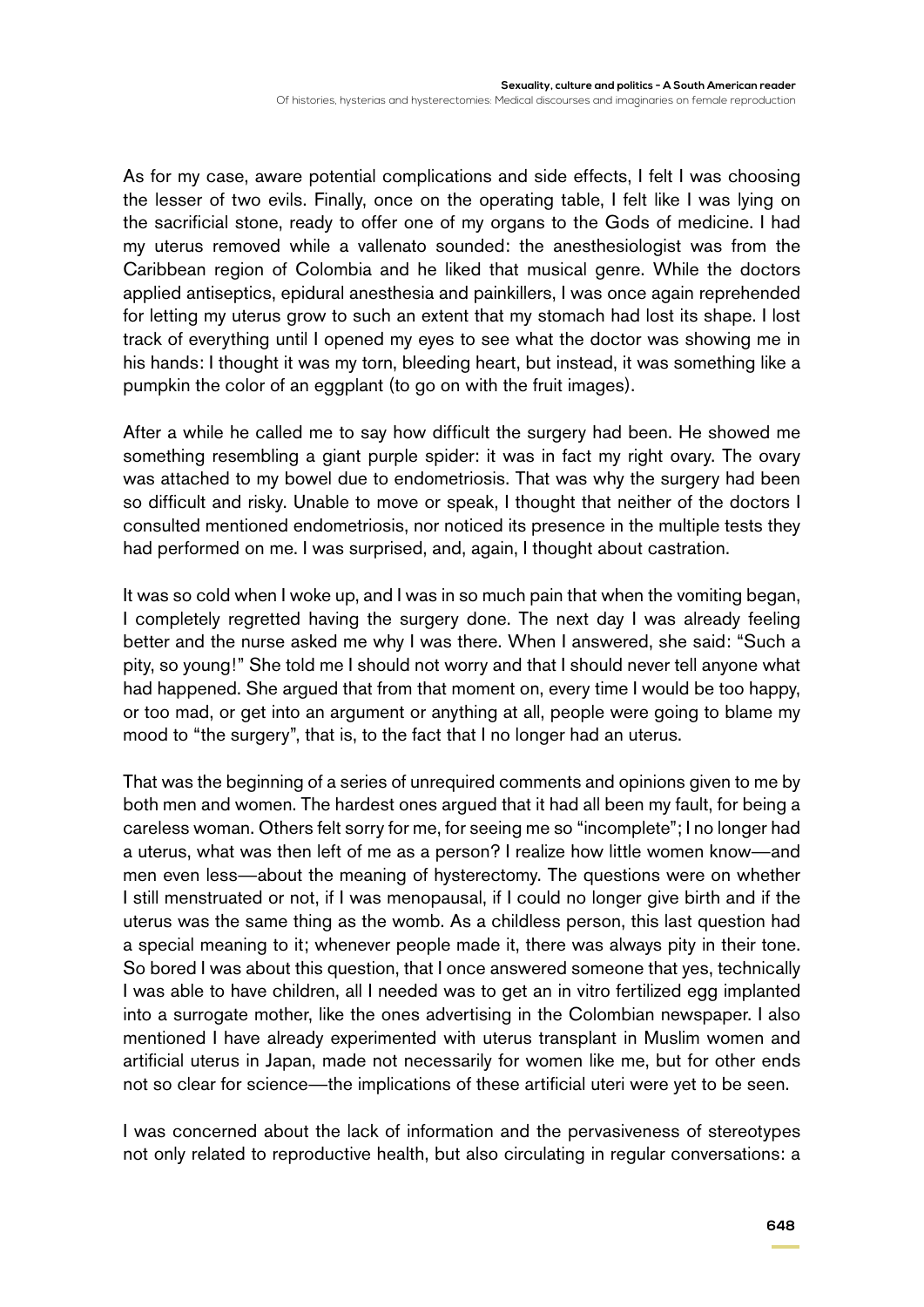As for my case, aware potential complications and side effects, I felt I was choosing the lesser of two evils. Finally, once on the operating table, I felt like I was lying on the sacrificial stone, ready to offer one of my organs to the Gods of medicine. I had my uterus removed while a vallenato sounded: the anesthesiologist was from the Caribbean region of Colombia and he liked that musical genre. While the doctors applied antiseptics, epidural anesthesia and painkillers, I was once again reprehended for letting my uterus grow to such an extent that my stomach had lost its shape. I lost track of everything until I opened my eyes to see what the doctor was showing me in his hands: I thought it was my torn, bleeding heart, but instead, it was something like a pumpkin the color of an eggplant (to go on with the fruit images).

After a while he called me to say how difficult the surgery had been. He showed me something resembling a giant purple spider: it was in fact my right ovary. The ovary was attached to my bowel due to endometriosis. That was why the surgery had been so difficult and risky. Unable to move or speak, I thought that neither of the doctors I consulted mentioned endometriosis, nor noticed its presence in the multiple tests they had performed on me. I was surprised, and, again, I thought about castration.

It was so cold when I woke up, and I was in so much pain that when the vomiting began, I completely regretted having the surgery done. The next day I was already feeling better and the nurse asked me why I was there. When I answered, she said: "Such a pity, so young!" She told me I should not worry and that I should never tell anyone what had happened. She argued that from that moment on, every time I would be too happy, or too mad, or get into an argument or anything at all, people were going to blame my mood to "the surgery", that is, to the fact that I no longer had an uterus.

That was the beginning of a series of unrequired comments and opinions given to me by both men and women. The hardest ones argued that it had all been my fault, for being a careless woman. Others felt sorry for me, for seeing me so "incomplete"; I no longer had a uterus, what was then left of me as a person? I realize how little women know—and men even less—about the meaning of hysterectomy. The questions were on whether I still menstruated or not, if I was menopausal, if I could no longer give birth and if the uterus was the same thing as the womb. As a childless person, this last question had a special meaning to it; whenever people made it, there was always pity in their tone. So bored I was about this question, that I once answered someone that yes, technically I was able to have children, all I needed was to get an in vitro fertilized egg implanted into a surrogate mother, like the ones advertising in the Colombian newspaper. I also mentioned I have already experimented with uterus transplant in Muslim women and artificial uterus in Japan, made not necessarily for women like me, but for other ends not so clear for science—the implications of these artificial uteri were yet to be seen.

I was concerned about the lack of information and the pervasiveness of stereotypes not only related to reproductive health, but also circulating in regular conversations: a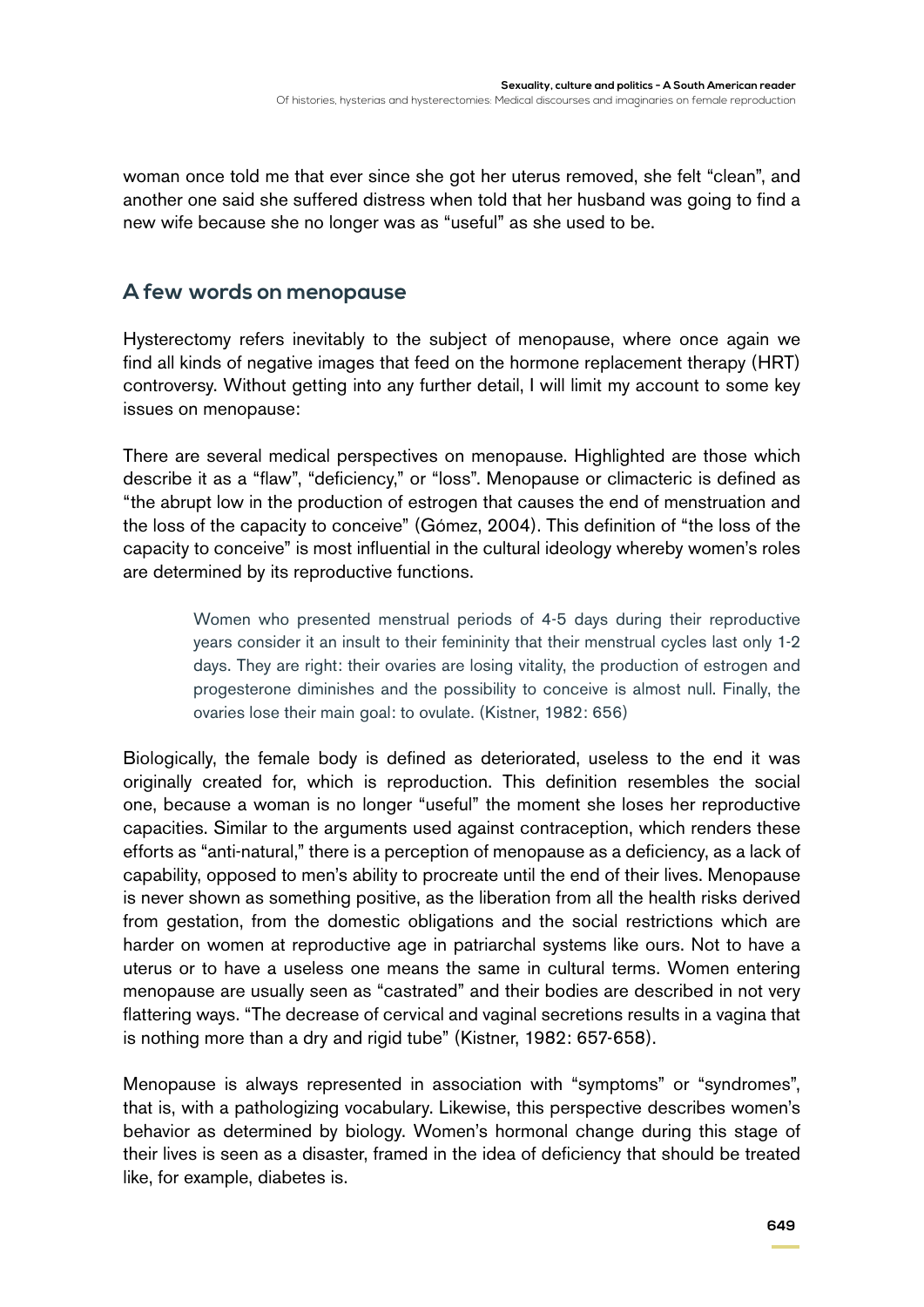woman once told me that ever since she got her uterus removed, she felt "clean", and another one said she suffered distress when told that her husband was going to find a new wife because she no longer was as "useful" as she used to be.

## A few words on menopause

Hysterectomy refers inevitably to the subject of menopause, where once again we find all kinds of negative images that feed on the hormone replacement therapy (HRT) controversy. Without getting into any further detail, I will limit my account to some key issues on menopause:

There are several medical perspectives on menopause. Highlighted are those which describe it as a "flaw", "deficiency," or "loss". Menopause or climacteric is defined as "the abrupt low in the production of estrogen that causes the end of menstruation and the loss of the capacity to conceive" (Gómez, 2004). This definition of "the loss of the capacity to conceive" is most influential in the cultural ideology whereby women's roles are determined by its reproductive functions.

> Women who presented menstrual periods of 4-5 days during their reproductive years consider it an insult to their femininity that their menstrual cycles last only 1-2 days. They are right: their ovaries are losing vitality, the production of estrogen and progesterone diminishes and the possibility to conceive is almost null. Finally, the ovaries lose their main goal: to ovulate. (Kistner, 1982: 656)

Biologically, the female body is defined as deteriorated, useless to the end it was originally created for, which is reproduction. This definition resembles the social one, because a woman is no longer "useful" the moment she loses her reproductive capacities. Similar to the arguments used against contraception, which renders these efforts as "anti-natural," there is a perception of menopause as a deficiency, as a lack of capability, opposed to men's ability to procreate until the end of their lives. Menopause is never shown as something positive, as the liberation from all the health risks derived from gestation, from the domestic obligations and the social restrictions which are harder on women at reproductive age in patriarchal systems like ours. Not to have a uterus or to have a useless one means the same in cultural terms. Women entering menopause are usually seen as "castrated" and their bodies are described in not very flattering ways. "The decrease of cervical and vaginal secretions results in a vagina that is nothing more than a dry and rigid tube" (Kistner, 1982: 657-658).

Menopause is always represented in association with "symptoms" or "syndromes", that is, with a pathologizing vocabulary. Likewise, this perspective describes women's behavior as determined by biology. Women's hormonal change during this stage of their lives is seen as a disaster, framed in the idea of deficiency that should be treated like, for example, diabetes is.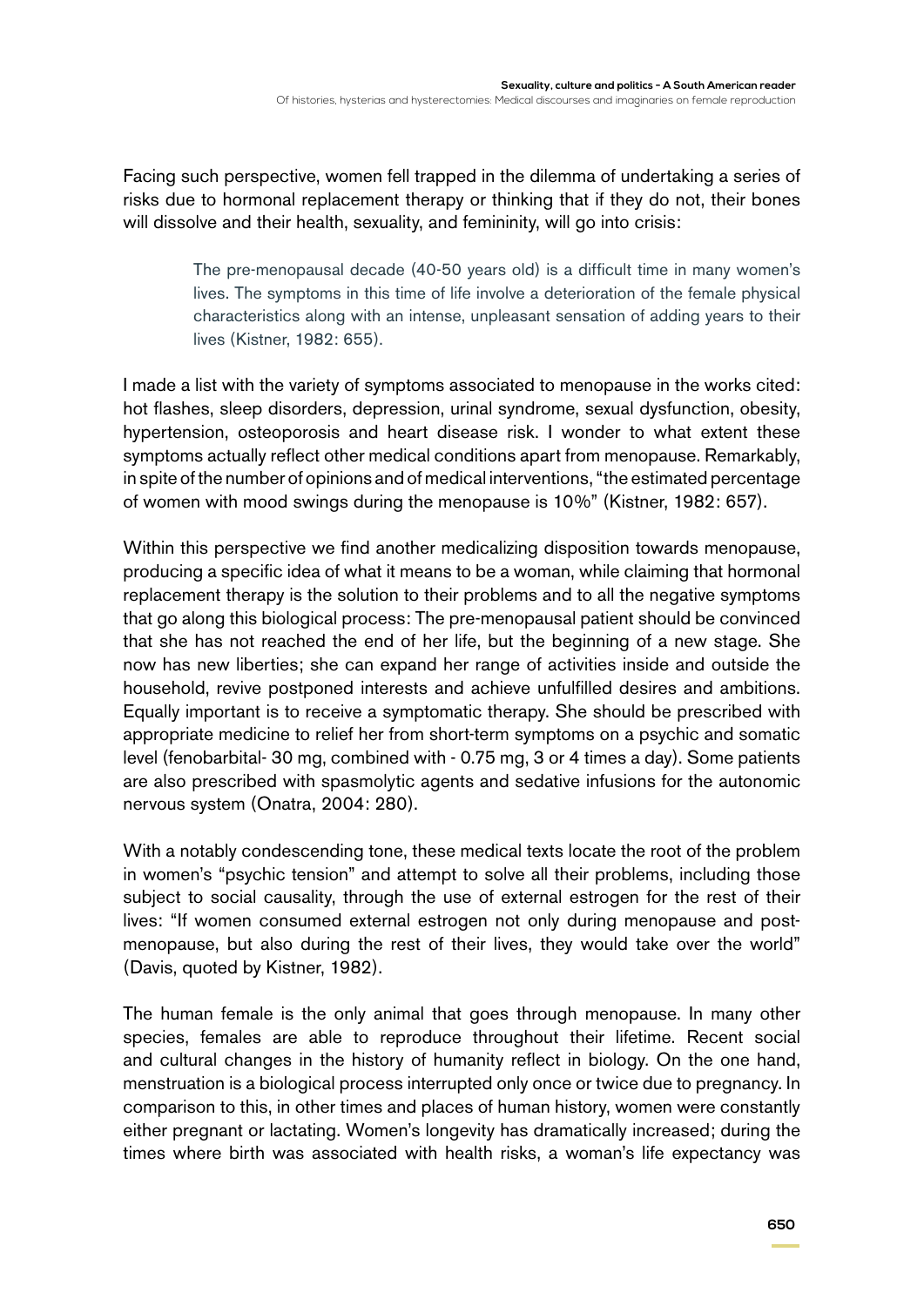Facing such perspective, women fell trapped in the dilemma of undertaking a series of risks due to hormonal replacement therapy or thinking that if they do not, their bones will dissolve and their health, sexuality, and femininity, will go into crisis:

> The pre-menopausal decade (40-50 years old) is a difficult time in many women's lives. The symptoms in this time of life involve a deterioration of the female physical characteristics along with an intense, unpleasant sensation of adding years to their lives (Kistner, 1982: 655).

I made a list with the variety of symptoms associated to menopause in the works cited: hot flashes, sleep disorders, depression, urinal syndrome, sexual dysfunction, obesity, hypertension, osteoporosis and heart disease risk. I wonder to what extent these symptoms actually reflect other medical conditions apart from menopause. Remarkably, in spite of the number of opinions and of medical interventions, "the estimated percentage of women with mood swings during the menopause is 10%" (Kistner, 1982: 657).

Within this perspective we find another medicalizing disposition towards menopause, producing a specific idea of what it means to be a woman, while claiming that hormonal replacement therapy is the solution to their problems and to all the negative symptoms that go along this biological process: The pre-menopausal patient should be convinced that she has not reached the end of her life, but the beginning of a new stage. She now has new liberties; she can expand her range of activities inside and outside the household, revive postponed interests and achieve unfulfilled desires and ambitions. Equally important is to receive a symptomatic therapy. She should be prescribed with appropriate medicine to relief her from short-term symptoms on a psychic and somatic level (fenobarbital- 30 mg, combined with - 0.75 mg, 3 or 4 times a day). Some patients are also prescribed with spasmolytic agents and sedative infusions for the autonomic nervous system (Onatra, 2004: 280).

With a notably condescending tone, these medical texts locate the root of the problem in women's "psychic tension" and attempt to solve all their problems, including those subject to social causality, through the use of external estrogen for the rest of their lives: "If women consumed external estrogen not only during menopause and post-menopause, but also during the rest of their lives, they would take over the world" (Davis, quoted by Kistner, 1982).

The human female is the only animal that goes through menopause. In many other species, females are able to reproduce throughout their lifetime. Recent social and cultural changes in the history of humanity reflect in biology. On the one hand, menstruation is a biological process interrupted only once or twice due to pregnancy. In comparison to this, in other times and places of human history, women were constantly either pregnant or lactating. Women's longevity has dramatically increased; during the times where birth was associated with health risks, a woman's life expectancy was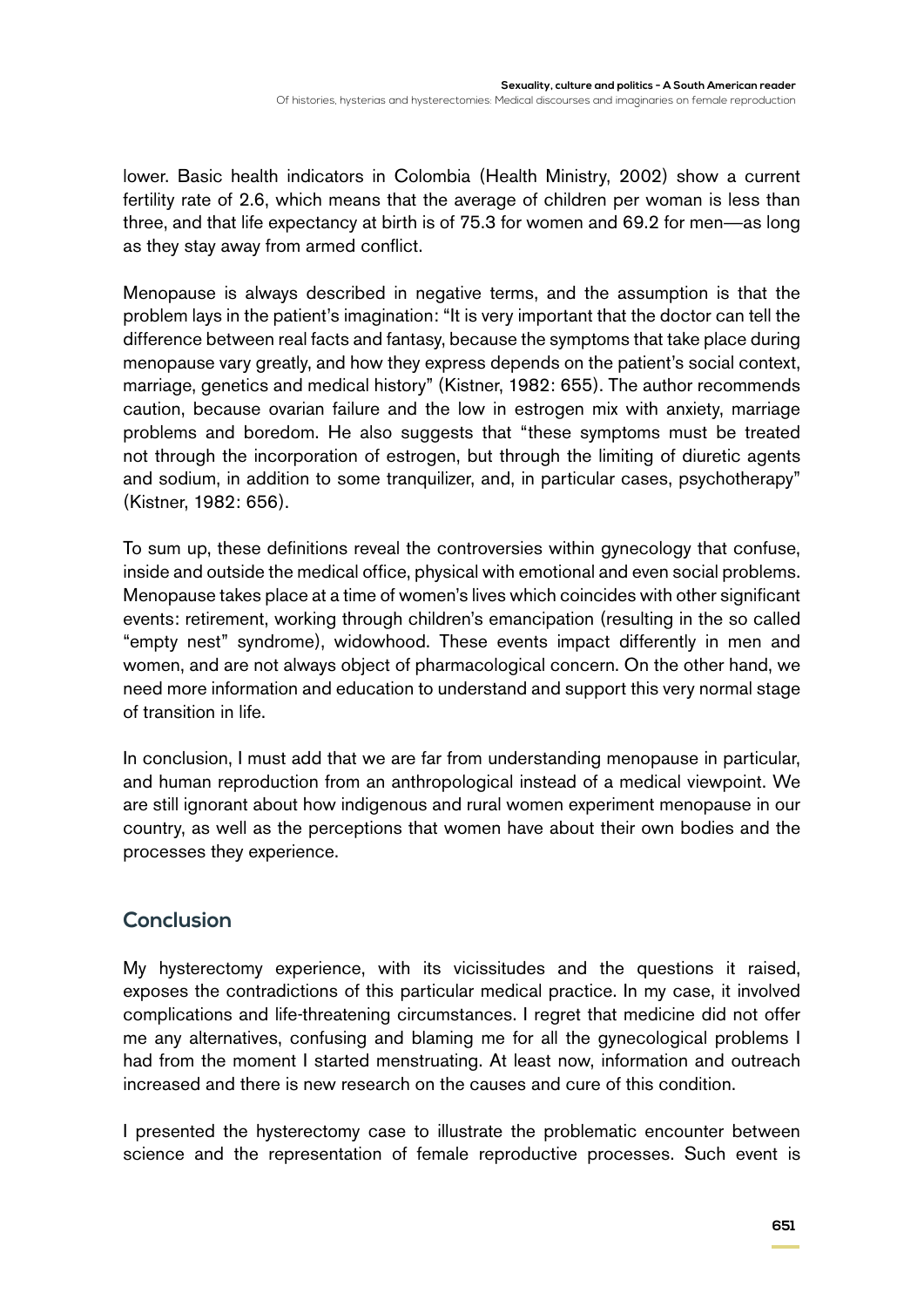lower. Basic health indicators in Colombia (Health Ministry, 2002) show a current fertility rate of 2.6, which means that the average of children per woman is less than three, and that life expectancy at birth is of 75.3 for women and 69.2 for men—as long as they stay away from armed conflict.

Menopause is always described in negative terms, and the assumption is that the problem lays in the patient's imagination: "It is very important that the doctor can tell the difference between real facts and fantasy, because the symptoms that take place during menopause vary greatly, and how they express depends on the patient's social context, marriage, genetics and medical history" (Kistner, 1982: 655). The author recommends caution, because ovarian failure and the low in estrogen mix with anxiety, marriage problems and boredom. He also suggests that "these symptoms must be treated not through the incorporation of estrogen, but through the limiting of diuretic agents and sodium, in addition to some tranquilizer, and, in particular cases, psychotherapy" (Kistner, 1982: 656).

To sum up, these definitions reveal the controversies within gynecology that confuse, inside and outside the medical office, physical with emotional and even social problems. Menopause takes place at a time of women's lives which coincides with other significant events: retirement, working through children's emancipation (resulting in the so called "empty nest" syndrome), widowhood. These events impact differently in men and women, and are not always object of pharmacological concern. On the other hand, we need more information and education to understand and support this very normal stage of transition in life.

In conclusion, I must add that we are far from understanding menopause in particular, and human reproduction from an anthropological instead of a medical viewpoint. We are still ignorant about how indigenous and rural women experiment menopause in our country, as well as the perceptions that women have about their own bodies and the processes they experience.

## Conclusion

My hysterectomy experience, with its vicissitudes and the questions it raised, exposes the contradictions of this particular medical practice. In my case, it involved complications and life-threatening circumstances. I regret that medicine did not offer me any alternatives, confusing and blaming me for all the gynecological problems I had from the moment I started menstruating. At least now, information and outreach increased and there is new research on the causes and cure of this condition.

I presented the hysterectomy case to illustrate the problematic encounter between science and the representation of female reproductive processes. Such event is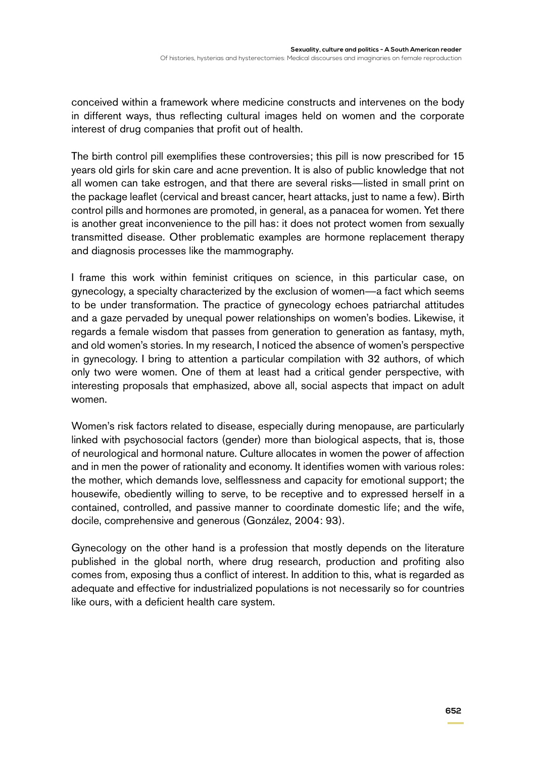conceived within a framework where medicine constructs and intervenes on the body in different ways, thus reflecting cultural images held on women and the corporate interest of drug companies that profit out of health.

The birth control pill exemplifies these controversies; this pill is now prescribed for 15 years old girls for skin care and acne prevention. It is also of public knowledge that not all women can take estrogen, and that there are several risks—listed in small print on the package leaflet (cervical and breast cancer, heart attacks, just to name a few). Birth control pills and hormones are promoted, in general, as a panacea for women. Yet there is another great inconvenience to the pill has: it does not protect women from sexually transmitted disease. Other problematic examples are hormone replacement therapy and diagnosis processes like the mammography.

I frame this work within feminist critiques on science, in this particular case, on gynecology, a specialty characterized by the exclusion of women—a fact which seems to be under transformation. The practice of gynecology echoes patriarchal attitudes and a gaze pervaded by unequal power relationships on women's bodies. Likewise, it regards a female wisdom that passes from generation to generation as fantasy, myth, and old women's stories. In my research, I noticed the absence of women's perspective in gynecology. I bring to attention a particular compilation with 32 authors, of which only two were women. One of them at least had a critical gender perspective, with interesting proposals that emphasized, above all, social aspects that impact on adult women.

Women's risk factors related to disease, especially during menopause, are particularly linked with psychosocial factors (gender) more than biological aspects, that is, those of neurological and hormonal nature. Culture allocates in women the power of affection and in men the power of rationality and economy. It identifies women with various roles: the mother, which demands love, selflessness and capacity for emotional support; the housewife, obediently willing to serve, to be receptive and to expressed herself in a contained, controlled, and passive manner to coordinate domestic life; and the wife, docile, comprehensive and generous (González, 2004: 93).

Gynecology on the other hand is a profession that mostly depends on the literature published in the global north, where drug research, production and profiting also comes from, exposing thus a conflict of interest. In addition to this, what is regarded as adequate and effective for industrialized populations is not necessarily so for countries like ours, with a deficient health care system.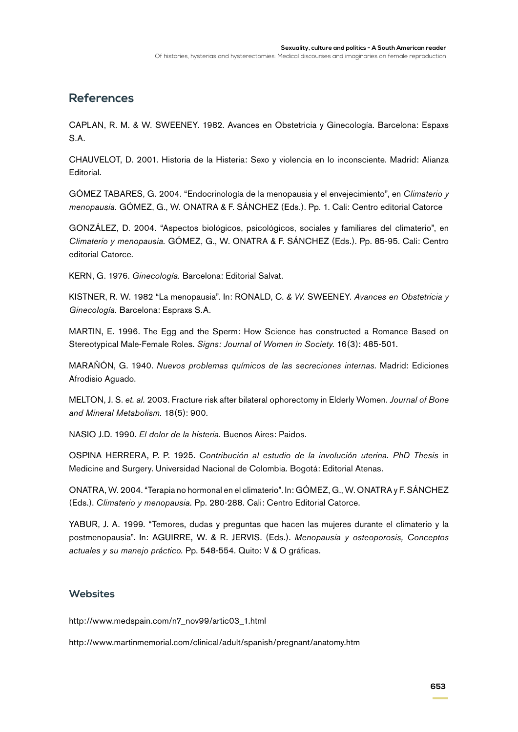## References

CAPLAN, R. M. & W. SWEENEY. 1982. Avances en Obstetricia y Ginecología. Barcelona: Espaxs S.A.

CHAUVELOT, D. 2001. Historia de la Histeria: Sexo y violencia en lo inconsciente. Madrid: Alianza Editorial.

GÓMEZ TABARES, G. 2004. "Endocrinología de la menopausia y el envejecimiento", en *Climaterio y menopausia.* GÓMEZ, G., W. ONATRA & F. SÁNCHEZ (Eds.). Pp. 1. Cali: Centro editorial Catorce

GONZÁLEZ, D. 2004. "Aspectos biológicos, psicológicos, sociales y familiares del climaterio", en *Climaterio y menopausia.* GÓMEZ, G., W. ONATRA & F. SÁNCHEZ (Eds.). Pp. 85-95. Cali: Centro editorial Catorce.

KERN, G. 1976. *Ginecología.* Barcelona: Editorial Salvat.

KISTNER, R. W. 1982 "La menopausia". In: RONALD, C. *& W.* SWEENEY. *Avances en Obstetricia y Ginecología.* Barcelona: Espraxs S.A.

MARTIN, E. 1996. The Egg and the Sperm: How Science has constructed a Romance Based on Stereotypical Male-Female Roles. *Signs: Journal of Women in Society.* 16(3): 485-501.

MARAÑÓN, G. 1940. *Nuevos problemas químicos de las secreciones internas.* Madrid: Ediciones Afrodisio Aguado.

MELTON, J. S. *et. al.* 2003. Fracture risk after bilateral ophorectomy in Elderly Women. *Journal of Bone and Mineral Metabolism.* 18(5): 900.

NASIO J.D. 1990. *El dolor de la histeria.* Buenos Aires: Paidos.

OSPINA HERRERA, P. P. 1925. *Contribución al estudio de la involución uterina. PhD Thesis* in Medicine and Surgery. Universidad Nacional de Colombia. Bogotá: Editorial Atenas.

ONATRA, W. 2004. "Terapia no hormonal en el climaterio". In: GÓMEZ, G., W. ONATRA y F. SÁNCHEZ (Eds.). *Climaterio y menopausia.* Pp. 280-288. Cali: Centro Editorial Catorce.

YABUR, J. A. 1999. "Temores, dudas y preguntas que hacen las mujeres durante el climaterio y la postmenopausia". In: AGUIRRE, W. & R. JERVIS. (Eds.). *Menopausia y osteoporosis, Conceptos actuales y su manejo práctico.* Pp. 548-554. Quito: V & O gráficas.

### Websites

http://www.medspain.com/n7_nov99/artic03_1.html

http://www.martinmemorial.com/clinical/adult/spanish/pregnant/anatomy.htm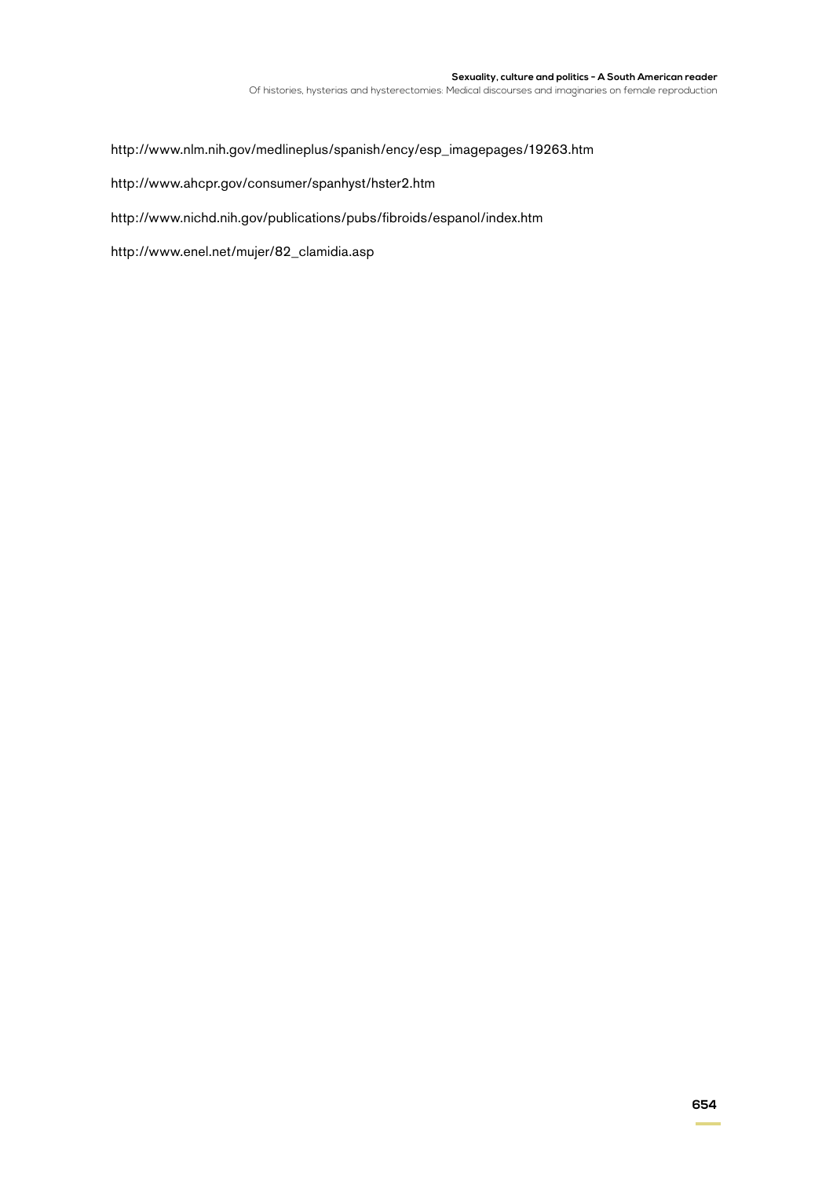http://www.nlm.nih.gov/medlineplus/spanish/ency/esp_imagepages/19263.htm

http://www.ahcpr.gov/consumer/spanhyst/hster2.htm

http://www.nichd.nih.gov/publications/pubs/fibroids/espanol/index.htm

http://www.enel.net/mujer/82_clamidia.asp